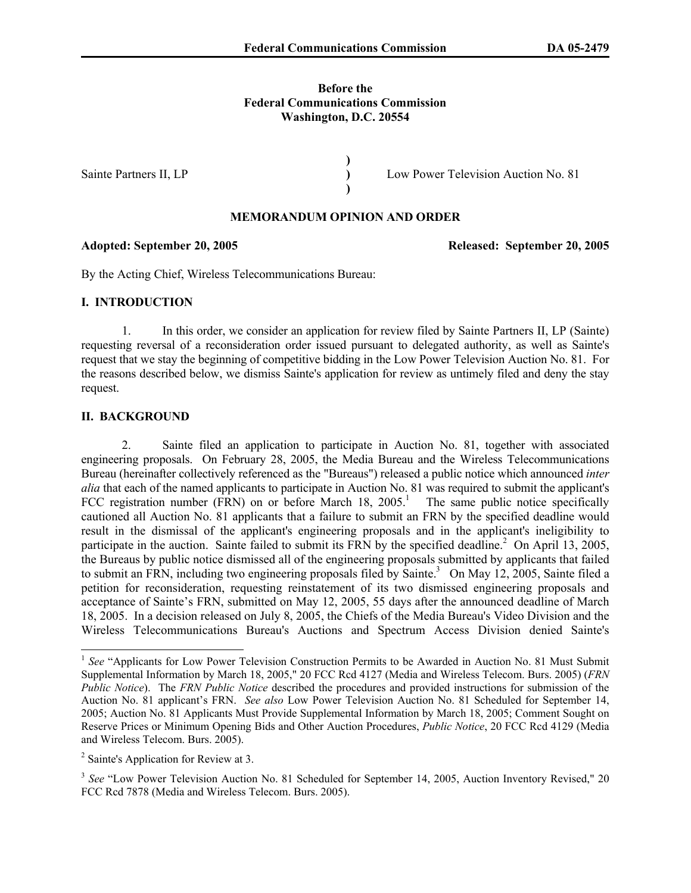**Before the**
**Federal Communications Commission**
**Washington, D.C. 20554**

| | | |
|---|---|---|
| Sainte Partners II, LP | ) ) ) | Low Power Television Auction No. 81 |

**MEMORANDUM OPINION AND ORDER**

**Adopted: September 20, 2005** **Released: September 20, 2005**

By the Acting Chief, Wireless Telecommunications Bureau:

## I. INTRODUCTION

1. In this order, we consider an application for review filed by Sainte Partners II, LP (Sainte) requesting reversal of a reconsideration order issued pursuant to delegated authority, as well as Sainte's request that we stay the beginning of competitive bidding in the Low Power Television Auction No. 81. For the reasons described below, we dismiss Sainte's application for review as untimely filed and deny the stay request.

## II. BACKGROUND

2. Sainte filed an application to participate in Auction No. 81, together with associated engineering proposals. On February 28, 2005, the Media Bureau and the Wireless Telecommunications Bureau (hereinafter collectively referenced as the "Bureaus") released a public notice which announced *inter alia* that each of the named applicants to participate in Auction No. 81 was required to submit the applicant's FCC registration number (FRN) on or before March 18, 2005.[1] The same public notice specifically cautioned all Auction No. 81 applicants that a failure to submit an FRN by the specified deadline would result in the dismissal of the applicant's engineering proposals and in the applicant's ineligibility to participate in the auction. Sainte failed to submit its FRN by the specified deadline.[2] On April 13, 2005, the Bureaus by public notice dismissed all of the engineering proposals submitted by applicants that failed to submit an FRN, including two engineering proposals filed by Sainte.[3] On May 12, 2005, Sainte filed a petition for reconsideration, requesting reinstatement of its two dismissed engineering proposals and acceptance of Sainte's FRN, submitted on May 12, 2005, 55 days after the announced deadline of March 18, 2005. In a decision released on July 8, 2005, the Chiefs of the Media Bureau's Video Division and the Wireless Telecommunications Bureau's Auctions and Spectrum Access Division denied Sainte's

---

[1] *See* "Applicants for Low Power Television Construction Permits to be Awarded in Auction No. 81 Must Submit Supplemental Information by March 18, 2005," 20 FCC Rcd 4127 (Media and Wireless Telecom. Burs. 2005) (*FRN Public Notice*). The *FRN Public Notice* described the procedures and provided instructions for submission of the Auction No. 81 applicant's FRN. *See also* Low Power Television Auction No. 81 Scheduled for September 14, 2005; Auction No. 81 Applicants Must Provide Supplemental Information by March 18, 2005; Comment Sought on Reserve Prices or Minimum Opening Bids and Other Auction Procedures, *Public Notice*, 20 FCC Rcd 4129 (Media and Wireless Telecom. Burs. 2005).

[2] Sainte's Application for Review at 3.

[3] *See* "Low Power Television Auction No. 81 Scheduled for September 14, 2005, Auction Inventory Revised," 20 FCC Rcd 7878 (Media and Wireless Telecom. Burs. 2005).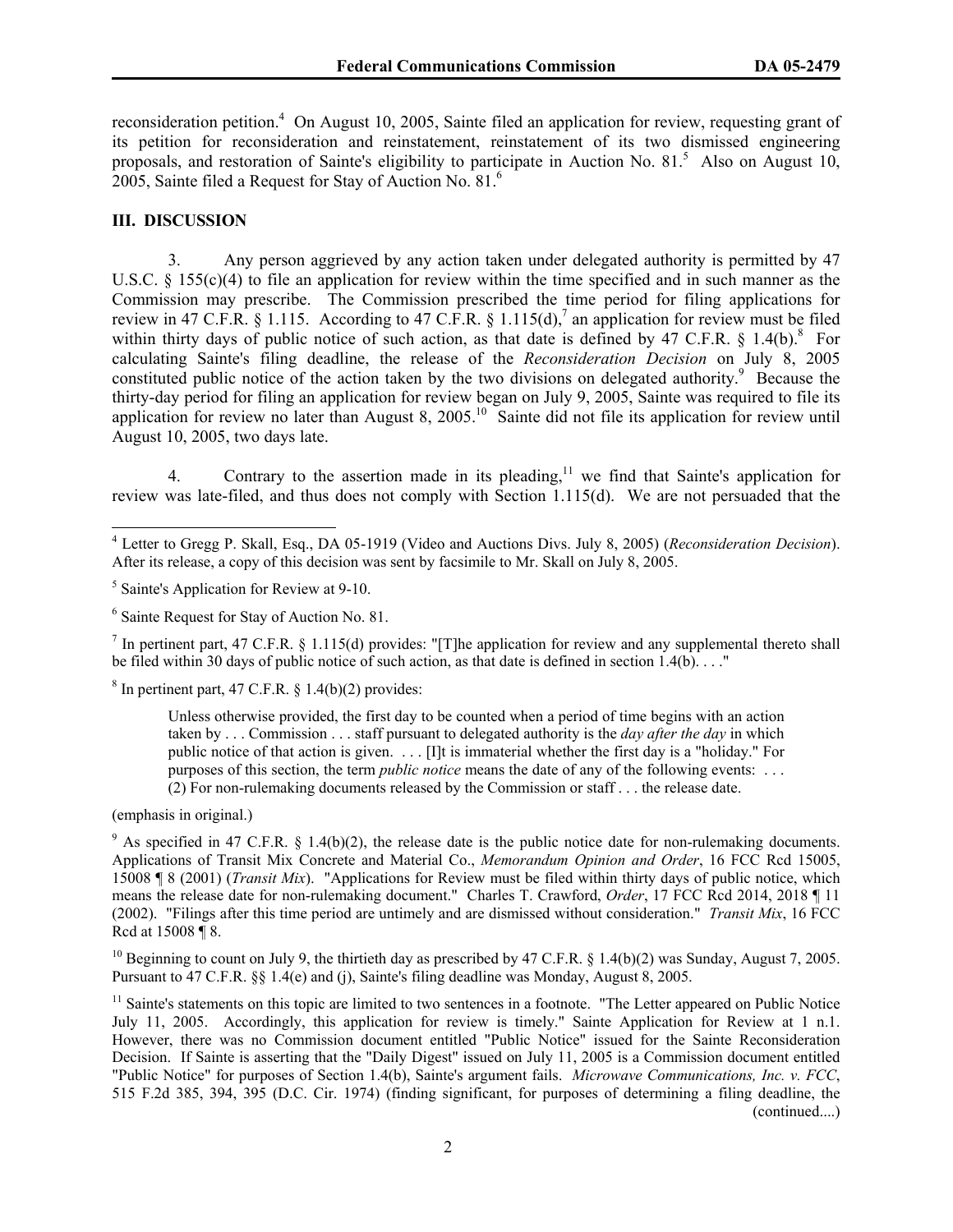reconsideration petition.[4] On August 10, 2005, Sainte filed an application for review, requesting grant of its petition for reconsideration and reinstatement, reinstatement of its two dismissed engineering proposals, and restoration of Sainte's eligibility to participate in Auction No. 81.[5] Also on August 10, 2005, Sainte filed a Request for Stay of Auction No. 81.[6]

## III. DISCUSSION

3. Any person aggrieved by any action taken under delegated authority is permitted by 47 U.S.C. § 155(c)(4) to file an application for review within the time specified and in such manner as the Commission may prescribe. The Commission prescribed the time period for filing applications for review in 47 C.F.R. § 1.115. According to 47 C.F.R. § 1.115(d),[7] an application for review must be filed within thirty days of public notice of such action, as that date is defined by 47 C.F.R. § 1.4(b).[8] For calculating Sainte's filing deadline, the release of the *Reconsideration Decision* on July 8, 2005 constituted public notice of the action taken by the two divisions on delegated authority.[9] Because the thirty-day period for filing an application for review began on July 9, 2005, Sainte was required to file its application for review no later than August 8, 2005.[10] Sainte did not file its application for review until August 10, 2005, two days late.

4. Contrary to the assertion made in its pleading,[11] we find that Sainte's application for review was late-filed, and thus does not comply with Section 1.115(d). We are not persuaded that the

---

[4] Letter to Gregg P. Skall, Esq., DA 05-1919 (Video and Auctions Divs. July 8, 2005) (*Reconsideration Decision*). After its release, a copy of this decision was sent by facsimile to Mr. Skall on July 8, 2005.

[5] Sainte's Application for Review at 9-10.

[6] Sainte Request for Stay of Auction No. 81.

[7] In pertinent part, 47 C.F.R. § 1.115(d) provides: "[T]he application for review and any supplemental thereto shall be filed within 30 days of public notice of such action, as that date is defined in section 1.4(b). . . ."

[8] In pertinent part, 47 C.F.R. § 1.4(b)(2) provides:

> Unless otherwise provided, the first day to be counted when a period of time begins with an action taken by . . . Commission . . . staff pursuant to delegated authority is the *day after the day* in which public notice of that action is given. . . . [I]t is immaterial whether the first day is a "holiday." For purposes of this section, the term *public notice* means the date of any of the following events: . . . (2) For non-rulemaking documents released by the Commission or staff . . . the release date.

(emphasis in original.)

[9] As specified in 47 C.F.R. § 1.4(b)(2), the release date is the public notice date for non-rulemaking documents. Applications of Transit Mix Concrete and Material Co., *Memorandum Opinion and Order*, 16 FCC Rcd 15005, 15008 ¶ 8 (2001) (*Transit Mix*). "Applications for Review must be filed within thirty days of public notice, which means the release date for non-rulemaking document." Charles T. Crawford, *Order*, 17 FCC Rcd 2014, 2018 ¶ 11 (2002). "Filings after this time period are untimely and are dismissed without consideration." *Transit Mix*, 16 FCC Rcd at 15008 ¶ 8.

[10] Beginning to count on July 9, the thirtieth day as prescribed by 47 C.F.R. § 1.4(b)(2) was Sunday, August 7, 2005. Pursuant to 47 C.F.R. §§ 1.4(e) and (j), Sainte's filing deadline was Monday, August 8, 2005.

[11] Sainte's statements on this topic are limited to two sentences in a footnote. "The Letter appeared on Public Notice July 11, 2005. Accordingly, this application for review is timely." Sainte Application for Review at 1 n.1. However, there was no Commission document entitled "Public Notice" issued for the Sainte Reconsideration Decision. If Sainte is asserting that the "Daily Digest" issued on July 11, 2005 is a Commission document entitled "Public Notice" for purposes of Section 1.4(b), Sainte's argument fails. *Microwave Communications, Inc. v. FCC*, 515 F.2d 385, 394, 395 (D.C. Cir. 1974) (finding significant, for purposes of determining a filing deadline, the (continued....)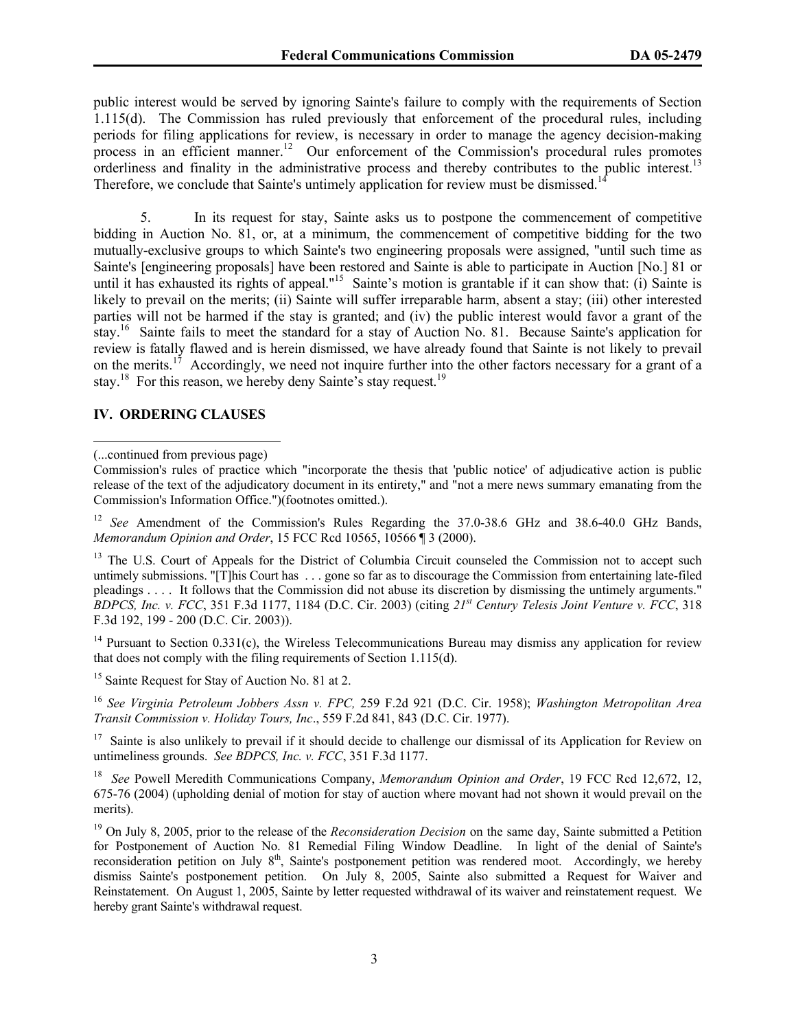public interest would be served by ignoring Sainte's failure to comply with the requirements of Section 1.115(d). The Commission has ruled previously that enforcement of the procedural rules, including periods for filing applications for review, is necessary in order to manage the agency decision-making process in an efficient manner.[12] Our enforcement of the Commission's procedural rules promotes orderliness and finality in the administrative process and thereby contributes to the public interest.[13] Therefore, we conclude that Sainte's untimely application for review must be dismissed.[14]

5. In its request for stay, Sainte asks us to postpone the commencement of competitive bidding in Auction No. 81, or, at a minimum, the commencement of competitive bidding for the two mutually-exclusive groups to which Sainte's two engineering proposals were assigned, "until such time as Sainte's [engineering proposals] have been restored and Sainte is able to participate in Auction [No.] 81 or until it has exhausted its rights of appeal."[15] Sainte's motion is grantable if it can show that: (i) Sainte is likely to prevail on the merits; (ii) Sainte will suffer irreparable harm, absent a stay; (iii) other interested parties will not be harmed if the stay is granted; and (iv) the public interest would favor a grant of the stay.[16] Sainte fails to meet the standard for a stay of Auction No. 81. Because Sainte's application for review is fatally flawed and is herein dismissed, we have already found that Sainte is not likely to prevail on the merits.[17] Accordingly, we need not inquire further into the other factors necessary for a grant of a stay.[18] For this reason, we hereby deny Sainte's stay request.[19]

## IV. ORDERING CLAUSES

---

(...continued from previous page)

Commission's rules of practice which "incorporate the thesis that 'public notice' of adjudicative action is public release of the text of the adjudicatory document in its entirety," and "not a mere news summary emanating from the Commission's Information Office.")(footnotes omitted.).

[12] *See* Amendment of the Commission's Rules Regarding the 37.0-38.6 GHz and 38.6-40.0 GHz Bands, *Memorandum Opinion and Order*, 15 FCC Rcd 10565, 10566 ¶ 3 (2000).

[13] The U.S. Court of Appeals for the District of Columbia Circuit counseled the Commission not to accept such untimely submissions. "[T]his Court has . . . gone so far as to discourage the Commission from entertaining late-filed pleadings . . . . It follows that the Commission did not abuse its discretion by dismissing the untimely arguments." *BDPCS, Inc. v. FCC*, 351 F.3d 1177, 1184 (D.C. Cir. 2003) (citing *21st Century Telesis Joint Venture v. FCC*, 318 F.3d 192, 199 - 200 (D.C. Cir. 2003)).

[14] Pursuant to Section 0.331(c), the Wireless Telecommunications Bureau may dismiss any application for review that does not comply with the filing requirements of Section 1.115(d).

[15] Sainte Request for Stay of Auction No. 81 at 2.

[16] *See Virginia Petroleum Jobbers Assn v. FPC,* 259 F.2d 921 (D.C. Cir. 1958); *Washington Metropolitan Area Transit Commission v. Holiday Tours, Inc*., 559 F.2d 841, 843 (D.C. Cir. 1977).

[17] Sainte is also unlikely to prevail if it should decide to challenge our dismissal of its Application for Review on untimeliness grounds. *See BDPCS, Inc. v. FCC*, 351 F.3d 1177.

[18] *See* Powell Meredith Communications Company, *Memorandum Opinion and Order*, 19 FCC Rcd 12,672, 12, 675-76 (2004) (upholding denial of motion for stay of auction where movant had not shown it would prevail on the merits).

[19] On July 8, 2005, prior to the release of the *Reconsideration Decision* on the same day, Sainte submitted a Petition for Postponement of Auction No. 81 Remedial Filing Window Deadline. In light of the denial of Sainte's reconsideration petition on July 8th, Sainte's postponement petition was rendered moot. Accordingly, we hereby dismiss Sainte's postponement petition. On July 8, 2005, Sainte also submitted a Request for Waiver and Reinstatement. On August 1, 2005, Sainte by letter requested withdrawal of its waiver and reinstatement request. We hereby grant Sainte's withdrawal request.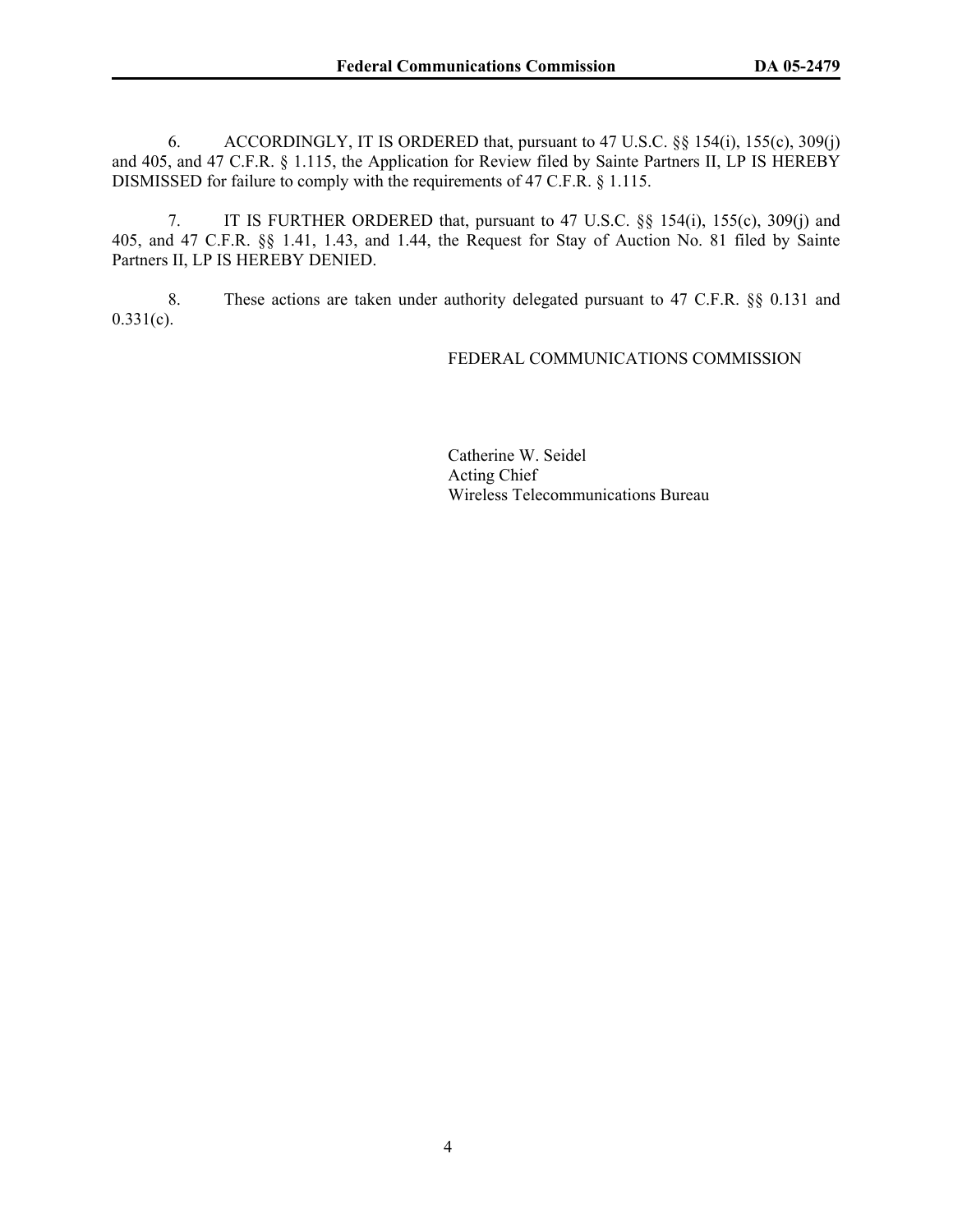6. ACCORDINGLY, IT IS ORDERED that, pursuant to 47 U.S.C. §§ 154(i), 155(c), 309(j) and 405, and 47 C.F.R. § 1.115, the Application for Review filed by Sainte Partners II, LP IS HEREBY DISMISSED for failure to comply with the requirements of 47 C.F.R. § 1.115.

7. IT IS FURTHER ORDERED that, pursuant to 47 U.S.C. §§ 154(i), 155(c), 309(j) and 405, and 47 C.F.R. §§ 1.41, 1.43, and 1.44, the Request for Stay of Auction No. 81 filed by Sainte Partners II, LP IS HEREBY DENIED.

8. These actions are taken under authority delegated pursuant to 47 C.F.R. §§ 0.131 and 0.331(c).

FEDERAL COMMUNICATIONS COMMISSION

Catherine W. Seidel
Acting Chief
Wireless Telecommunications Bureau